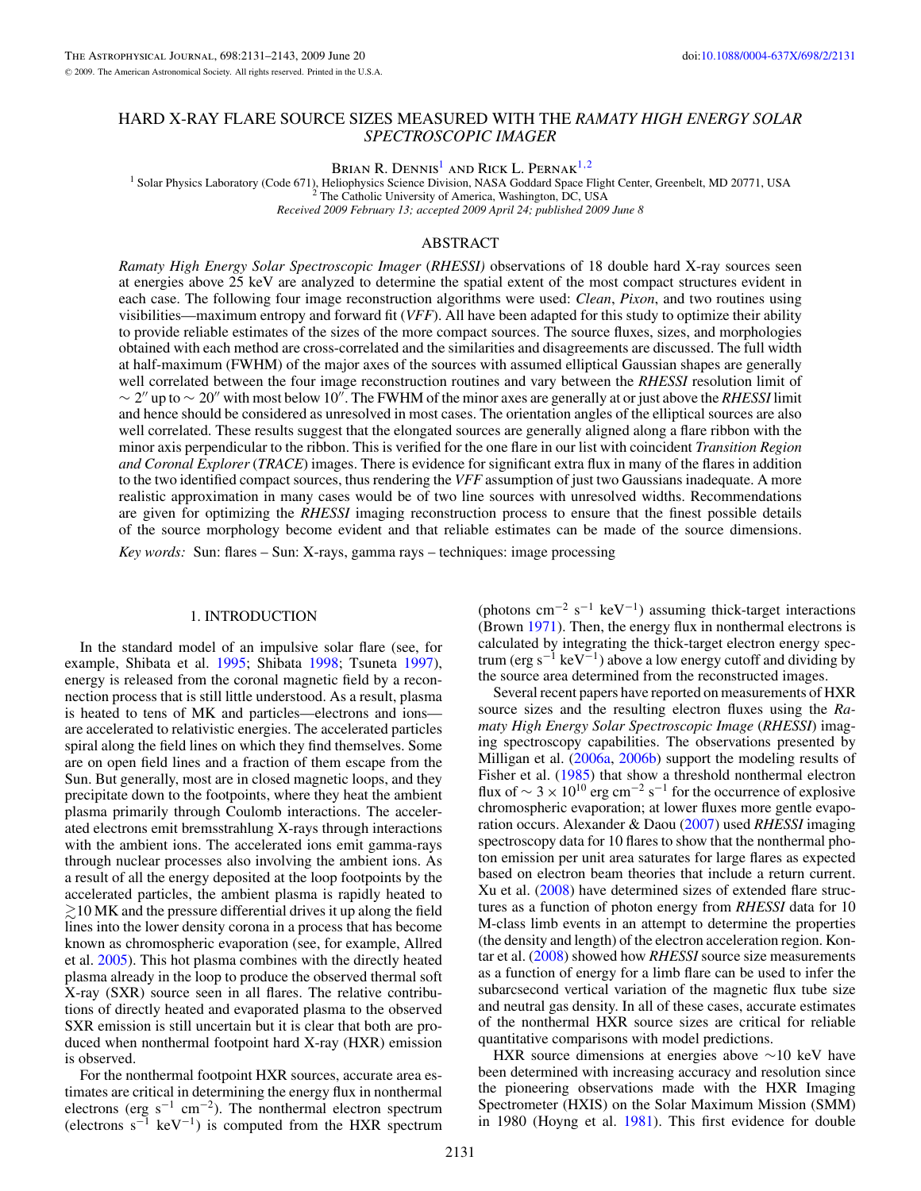# HARD X-RAY FLARE SOURCE SIZES MEASURED WITH THE *RAMATY HIGH ENERGY SOLAR SPECTROSCOPIC IMAGER*

Brian R. Dennis[1] and Rick L. Pernak[1,2]

[1] Solar Physics Laboratory (Code 671), Heliophysics Science Division, NASA Goddard Space Flight Center, Greenbelt, MD 20771, USA
[2] The Catholic University of America, Washington, DC, USA

*Received 2009 February 13; accepted 2009 April 24; published 2009 June 8*

## ABSTRACT

*Ramaty High Energy Solar Spectroscopic Imager* (*RHESSI*) observations of 18 double hard X-ray sources seen at energies above 25 keV are analyzed to determine the spatial extent of the most compact structures evident in each case. The following four image reconstruction algorithms were used: *Clean*, *Pixon*, and two routines using visibilities—maximum entropy and forward fit (*VFF*). All have been adapted for this study to optimize their ability to provide reliable estimates of the sizes of the more compact sources. The source fluxes, sizes, and morphologies obtained with each method are cross-correlated and the similarities and disagreements are discussed. The full width at half-maximum (FWHM) of the major axes of the sources with assumed elliptical Gaussian shapes are generally well correlated between the four image reconstruction routines and vary between the *RHESSI* resolution limit of $\sim 2''$ up to $\sim 20''$ with most below $10''$. The FWHM of the minor axes are generally at or just above the *RHESSI* limit and hence should be considered as unresolved in most cases. The orientation angles of the elliptical sources are also well correlated. These results suggest that the elongated sources are generally aligned along a flare ribbon with the minor axis perpendicular to the ribbon. This is verified for the one flare in our list with coincident *Transition Region and Coronal Explorer* (*TRACE*) images. There is evidence for significant extra flux in many of the flares in addition to the two identified compact sources, thus rendering the *VFF* assumption of just two Gaussians inadequate. A more realistic approximation in many cases would be of two line sources with unresolved widths. Recommendations are given for optimizing the *RHESSI* imaging reconstruction process to ensure that the finest possible details of the source morphology become evident and that reliable estimates can be made of the source dimensions.

*Key words:* Sun: flares – Sun: X-rays, gamma rays – techniques: image processing

## 1. INTRODUCTION

In the standard model of an impulsive solar flare (see, for example, Shibata et al. 1995; Shibata 1998; Tsuneta 1997), energy is released from the coronal magnetic field by a reconnection process that is still little understood. As a result, plasma is heated to tens of MK and particles—electrons and ions—are accelerated to relativistic energies. The accelerated particles spiral along the field lines on which they find themselves. Some are on open field lines and a fraction of them escape from the Sun. But generally, most are in closed magnetic loops, and they precipitate down to the footpoints, where they heat the ambient plasma primarily through Coulomb interactions. The accelerated electrons emit bremsstrahlung X-rays through interactions with the ambient ions. The accelerated ions emit gamma-rays through nuclear processes also involving the ambient ions. As a result of all the energy deposited at the loop footpoints by the accelerated particles, the ambient plasma is rapidly heated to $\gtrsim$10 MK and the pressure differential drives it up along the field lines into the lower density corona in a process that has become known as chromospheric evaporation (see, for example, Allred et al. 2005). This hot plasma combines with the directly heated plasma already in the loop to produce the observed thermal soft X-ray (SXR) source seen in all flares. The relative contributions of directly heated and evaporated plasma to the observed SXR emission is still uncertain but it is clear that both are produced when nonthermal footpoint hard X-ray (HXR) emission is observed.

For the nonthermal footpoint HXR sources, accurate area estimates are critical in determining the energy flux in nonthermal electrons (erg $s^{-1}$ $cm^{-2}$). The nonthermal electron spectrum (electrons $s^{-1}$ $keV^{-1}$) is computed from the HXR spectrum (photons $cm^{-2}$ $s^{-1}$ $keV^{-1}$) assuming thick-target interactions (Brown 1971). Then, the energy flux in nonthermal electrons is calculated by integrating the thick-target electron energy spectrum (erg $s^{-1}$ $keV^{-1}$) above a low energy cutoff and dividing by the source area determined from the reconstructed images.

Several recent papers have reported on measurements of HXR source sizes and the resulting electron fluxes using the *Ramaty High Energy Solar Spectroscopic Image* (*RHESSI*) imaging spectroscopy capabilities. The observations presented by Milligan et al. (2006a, 2006b) support the modeling results of Fisher et al. (1985) that show a threshold nonthermal electron flux of $\sim 3 \times 10^{10}$ erg $cm^{-2}$ $s^{-1}$ for the occurrence of explosive chromospheric evaporation; at lower fluxes more gentle evaporation occurs. Alexander & Daou (2007) used *RHESSI* imaging spectroscopy data for 10 flares to show that the nonthermal photon emission per unit area saturates for large flares as expected based on electron beam theories that include a return current. Xu et al. (2008) have determined sizes of extended flare structures as a function of photon energy from *RHESSI* data for 10 M-class limb events in an attempt to determine the properties (the density and length) of the electron acceleration region. Kontar et al. (2008) showed how *RHESSI* source size measurements as a function of energy for a limb flare can be used to infer the subarcsecond vertical variation of the magnetic flux tube size and neutral gas density. In all of these cases, accurate estimates of the nonthermal HXR source sizes are critical for reliable quantitative comparisons with model predictions.

HXR source dimensions at energies above $\sim$10 keV have been determined with increasing accuracy and resolution since the pioneering observations made with the HXR Imaging Spectrometer (HXIS) on the Solar Maximum Mission (SMM) in 1980 (Hoyng et al. 1981). This first evidence for double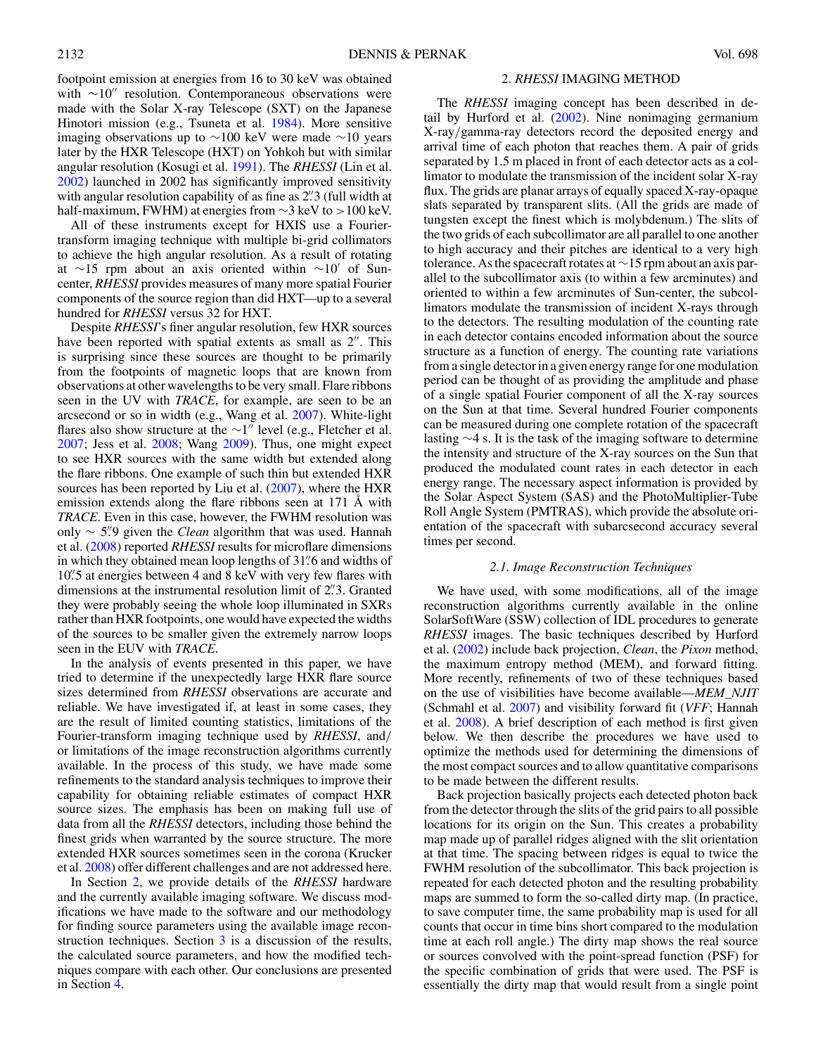footpoint emission at energies from 16 to 30 keV was obtained with ∼10″ resolution. Contemporaneous observations were made with the Solar X-ray Telescope (SXT) on the Japanese Hinotori mission (e.g., Tsuneta et al. 1984). More sensitive imaging observations up to ∼100 keV were made ∼10 years later by the HXR Telescope (HXT) on Yohkoh but with similar angular resolution (Kosugi et al. 1991). The *RHESSI* (Lin et al. 2002) launched in 2002 has significantly improved sensitivity with angular resolution capability of as fine as 2.″3 (full width at half-maximum, FWHM) at energies from ∼3 keV to >100 keV.

All of these instruments except for HXIS use a Fourier-transform imaging technique with multiple bi-grid collimators to achieve the high angular resolution. As a result of rotating at ∼15 rpm about an axis oriented within ∼10′ of Sun-center, *RHESSI* provides measures of many more spatial Fourier components of the source region than did HXT—up to a several hundred for *RHESSI* versus 32 for HXT.

Despite *RHESSI*'s finer angular resolution, few HXR sources have been reported with spatial extents as small as 2″. This is surprising since these sources are thought to be primarily from the footpoints of magnetic loops that are known from observations at other wavelengths to be very small. Flare ribbons seen in the UV with *TRACE*, for example, are seen to be an arcsecond or so in width (e.g., Wang et al. 2007). White-light flares also show structure at the ∼1″ level (e.g., Fletcher et al. 2007; Jess et al. 2008; Wang 2009). Thus, one might expect to see HXR sources with the same width but extended along the flare ribbons. One example of such thin but extended HXR sources has been reported by Liu et al. (2007), where the HXR emission extends along the flare ribbons seen at 171 Å with *TRACE*. Even in this case, however, the FWHM resolution was only ∼ 5.″9 given the *Clean* algorithm that was used. Hannah et al. (2008) reported *RHESSI* results for microflare dimensions in which they obtained mean loop lengths of 31.″6 and widths of 10.″5 at energies between 4 and 8 keV with very few flares with dimensions at the instrumental resolution limit of 2.″3. Granted they were probably seeing the whole loop illuminated in SXRs rather than HXR footpoints, one would have expected the widths of the sources to be smaller given the extremely narrow loops seen in the EUV with *TRACE*.

In the analysis of events presented in this paper, we have tried to determine if the unexpectedly large HXR flare source sizes determined from *RHESSI* observations are accurate and reliable. We have investigated if, at least in some cases, they are the result of limited counting statistics, limitations of the Fourier-transform imaging technique used by *RHESSI*, and/or limitations of the image reconstruction algorithms currently available. In the process of this study, we have made some refinements to the standard analysis techniques to improve their capability for obtaining reliable estimates of compact HXR source sizes. The emphasis has been on making full use of data from all the *RHESSI* detectors, including those behind the finest grids when warranted by the source structure. The more extended HXR sources sometimes seen in the corona (Krucker et al. 2008) offer different challenges and are not addressed here.

In Section 2, we provide details of the *RHESSI* hardware and the currently available imaging software. We discuss modifications we have made to the software and our methodology for finding source parameters using the available image reconstruction techniques. Section 3 is a discussion of the results, the calculated source parameters, and how the modified techniques compare with each other. Our conclusions are presented in Section 4.

## 2. *RHESSI* IMAGING METHOD

The *RHESSI* imaging concept has been described in detail by Hurford et al. (2002). Nine nonimaging germanium X-ray/gamma-ray detectors record the deposited energy and arrival time of each photon that reaches them. A pair of grids separated by 1.5 m placed in front of each detector acts as a collimator to modulate the transmission of the incident solar X-ray flux. The grids are planar arrays of equally spaced X-ray-opaque slats separated by transparent slits. (All the grids are made of tungsten except the finest which is molybdenum.) The slits of the two grids of each subcollimator are all parallel to one another to high accuracy and their pitches are identical to a very high tolerance. As the spacecraft rotates at ∼15 rpm about an axis parallel to the subcollimator axis (to within a few arcminutes) and oriented to within a few arcminutes of Sun-center, the subcollimators modulate the transmission of incident X-rays through to the detectors. The resulting modulation of the counting rate in each detector contains encoded information about the source structure as a function of energy. The counting rate variations from a single detector in a given energy range for one modulation period can be thought of as providing the amplitude and phase of a single spatial Fourier component of all the X-ray sources on the Sun at that time. Several hundred Fourier components can be measured during one complete rotation of the spacecraft lasting ∼4 s. It is the task of the imaging software to determine the intensity and structure of the X-ray sources on the Sun that produced the modulated count rates in each detector in each energy range. The necessary aspect information is provided by the Solar Aspect System (SAS) and the PhotoMultiplier-Tube Roll Angle System (PMTRAS), which provide the absolute orientation of the spacecraft with subarcsecond accuracy several times per second.

### *2.1. Image Reconstruction Techniques*

We have used, with some modifications, all of the image reconstruction algorithms currently available in the online SolarSoftWare (SSW) collection of IDL procedures to generate *RHESSI* images. The basic techniques described by Hurford et al. (2002) include back projection, *Clean*, the *Pixon* method, the maximum entropy method (MEM), and forward fitting. More recently, refinements of two of these techniques based on the use of visibilities have become available—*MEM_NJIT* (Schmahl et al. 2007) and visibility forward fit (*VFF*; Hannah et al. 2008). A brief description of each method is first given below. We then describe the procedures we have used to optimize the methods used for determining the dimensions of the most compact sources and to allow quantitative comparisons to be made between the different results.

Back projection basically projects each detected photon back from the detector through the slits of the grid pairs to all possible locations for its origin on the Sun. This creates a probability map made up of parallel ridges aligned with the slit orientation at that time. The spacing between ridges is equal to twice the FWHM resolution of the subcollimator. This back projection is repeated for each detected photon and the resulting probability maps are summed to form the so-called dirty map. (In practice, to save computer time, the same probability map is used for all counts that occur in time bins short compared to the modulation time at each roll angle.) The dirty map shows the real source or sources convolved with the point-spread function (PSF) for the specific combination of grids that were used. The PSF is essentially the dirty map that would result from a single point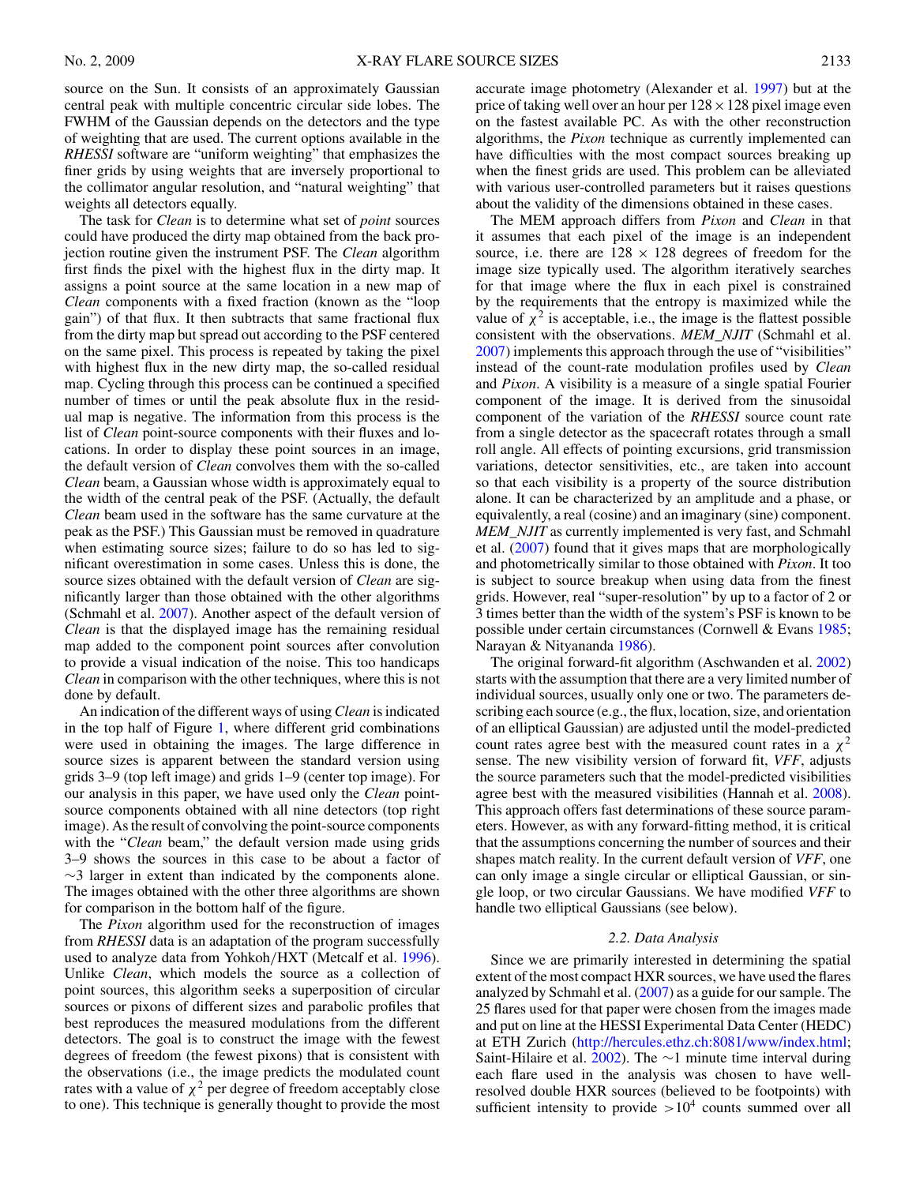source on the Sun. It consists of an approximately Gaussian central peak with multiple concentric circular side lobes. The FWHM of the Gaussian depends on the detectors and the type of weighting that are used. The current options available in the *RHESSI* software are "uniform weighting" that emphasizes the finer grids by using weights that are inversely proportional to the collimator angular resolution, and "natural weighting" that weights all detectors equally.

The task for *Clean* is to determine what set of *point* sources could have produced the dirty map obtained from the back projection routine given the instrument PSF. The *Clean* algorithm first finds the pixel with the highest flux in the dirty map. It assigns a point source at the same location in a new map of *Clean* components with a fixed fraction (known as the "loop gain") of that flux. It then subtracts that same fractional flux from the dirty map but spread out according to the PSF centered on the same pixel. This process is repeated by taking the pixel with highest flux in the new dirty map, the so-called residual map. Cycling through this process can be continued a specified number of times or until the peak absolute flux in the residual map is negative. The information from this process is the list of *Clean* point-source components with their fluxes and locations. In order to display these point sources in an image, the default version of *Clean* convolves them with the so-called *Clean* beam, a Gaussian whose width is approximately equal to the width of the central peak of the PSF. (Actually, the default *Clean* beam used in the software has the same curvature at the peak as the PSF.) This Gaussian must be removed in quadrature when estimating source sizes; failure to do so has led to significant overestimation in some cases. Unless this is done, the source sizes obtained with the default version of *Clean* are significantly larger than those obtained with the other algorithms (Schmahl et al. 2007). Another aspect of the default version of *Clean* is that the displayed image has the remaining residual map added to the component point sources after convolution to provide a visual indication of the noise. This too handicaps *Clean* in comparison with the other techniques, where this is not done by default.

An indication of the different ways of using *Clean* is indicated in the top half of Figure 1, where different grid combinations were used in obtaining the images. The large difference in source sizes is apparent between the standard version using grids 3–9 (top left image) and grids 1–9 (center top image). For our analysis in this paper, we have used only the *Clean* point-source components obtained with all nine detectors (top right image). As the result of convolving the point-source components with the "*Clean* beam," the default version made using grids 3–9 shows the sources in this case to be about a factor of $\sim$3 larger in extent than indicated by the components alone. The images obtained with the other three algorithms are shown for comparison in the bottom half of the figure.

The *Pixon* algorithm used for the reconstruction of images from *RHESSI* data is an adaptation of the program successfully used to analyze data from Yohkoh/HXT (Metcalf et al. 1996). Unlike *Clean*, which models the source as a collection of point sources, this algorithm seeks a superposition of circular sources or pixons of different sizes and parabolic profiles that best reproduces the measured modulations from the different detectors. The goal is to construct the image with the fewest degrees of freedom (the fewest pixons) that is consistent with the observations (i.e., the image predicts the modulated count rates with a value of $\chi^2$ per degree of freedom acceptably close to one). This technique is generally thought to provide the most accurate image photometry (Alexander et al. 1997) but at the price of taking well over an hour per $128 \times 128$ pixel image even on the fastest available PC. As with the other reconstruction algorithms, the *Pixon* technique as currently implemented can have difficulties with the most compact sources breaking up when the finest grids are used. This problem can be alleviated with various user-controlled parameters but it raises questions about the validity of the dimensions obtained in these cases.

The MEM approach differs from *Pixon* and *Clean* in that it assumes that each pixel of the image is an independent source, i.e. there are $128 \times 128$ degrees of freedom for the image size typically used. The algorithm iteratively searches for that image where the flux in each pixel is constrained by the requirements that the entropy is maximized while the value of $\chi^2$ is acceptable, i.e., the image is the flattest possible consistent with the observations. *MEM_NJIT* (Schmahl et al. 2007) implements this approach through the use of "visibilities" instead of the count-rate modulation profiles used by *Clean* and *Pixon*. A visibility is a measure of a single spatial Fourier component of the image. It is derived from the sinusoidal component of the variation of the *RHESSI* source count rate from a single detector as the spacecraft rotates through a small roll angle. All effects of pointing excursions, grid transmission variations, detector sensitivities, etc., are taken into account so that each visibility is a property of the source distribution alone. It can be characterized by an amplitude and a phase, or equivalently, a real (cosine) and an imaginary (sine) component. *MEM_NJIT* as currently implemented is very fast, and Schmahl et al. (2007) found that it gives maps that are morphologically and photometrically similar to those obtained with *Pixon*. It too is subject to source breakup when using data from the finest grids. However, real "super-resolution" by up to a factor of 2 or 3 times better than the width of the system's PSF is known to be possible under certain circumstances (Cornwell & Evans 1985; Narayan & Nityananda 1986).

The original forward-fit algorithm (Aschwanden et al. 2002) starts with the assumption that there are a very limited number of individual sources, usually only one or two. The parameters describing each source (e.g., the flux, location, size, and orientation of an elliptical Gaussian) are adjusted until the model-predicted count rates agree best with the measured count rates in a $\chi^2$ sense. The new visibility version of forward fit, *VFF*, adjusts the source parameters such that the model-predicted visibilities agree best with the measured visibilities (Hannah et al. 2008). This approach offers fast determinations of these source parameters. However, as with any forward-fitting method, it is critical that the assumptions concerning the number of sources and their shapes match reality. In the current default version of *VFF*, one can only image a single circular or elliptical Gaussian, or single loop, or two circular Gaussians. We have modified *VFF* to handle two elliptical Gaussians (see below).

### 2.2. Data Analysis

Since we are primarily interested in determining the spatial extent of the most compact HXR sources, we have used the flares analyzed by Schmahl et al. (2007) as a guide for our sample. The 25 flares used for that paper were chosen from the images made and put on line at the HESSI Experimental Data Center (HEDC) at ETH Zurich (http://hercules.ethz.ch:8081/www/index.html; Saint-Hilaire et al. 2002). The $\sim$1 minute time interval during each flare used in the analysis was chosen to have well-resolved double HXR sources (believed to be footpoints) with sufficient intensity to provide $>10^4$ counts summed over all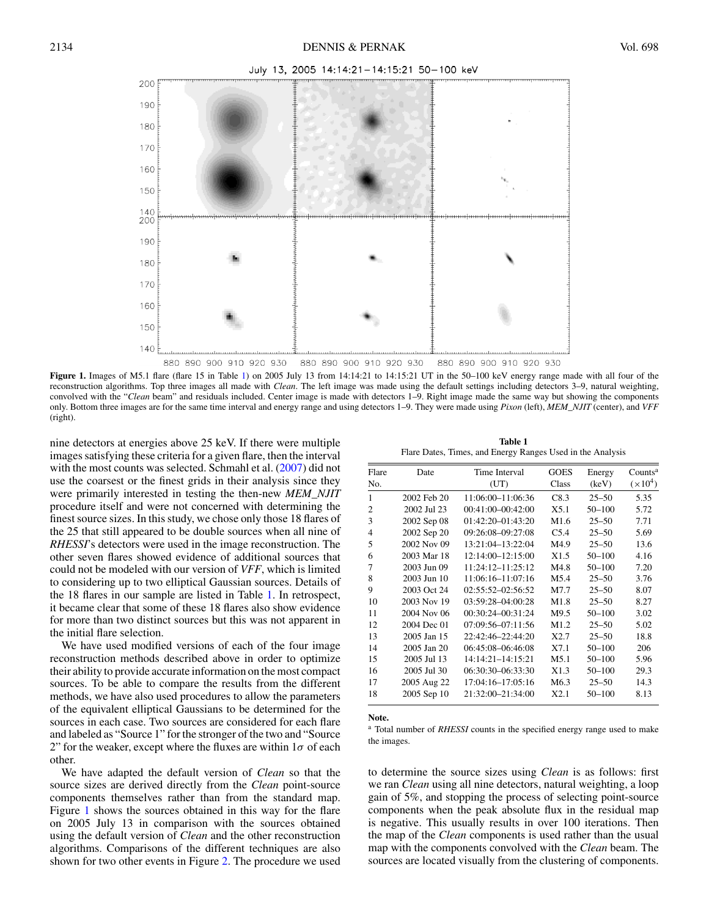**Figure 1.** Images of M5.1 flare (flare 15 in Table 1) on 2005 July 13 from 14:14:21 to 14:15:21 UT in the 50–100 keV energy range made with all four of the reconstruction algorithms. Top three images all made with *Clean*. The left image was made using the default settings including detectors 3–9, natural weighting, convolved with the "*Clean* beam" and residuals included. Center image is made with detectors 1–9. Right image made the same way but showing the components only. Bottom three images are for the same time interval and energy range and using detectors 1–9. They were made using *Pixon* (left), *MEM_NJIT* (center), and *VFF* (right).

nine detectors at energies above 25 keV. If there were multiple images satisfying these criteria for a given flare, then the interval with the most counts was selected. Schmahl et al. (2007) did not use the coarsest or the finest grids in their analysis since they were primarily interested in testing the then-new *MEM_NJIT* procedure itself and were not concerned with determining the finest source sizes. In this study, we chose only those 18 flares of the 25 that still appeared to be double sources when all nine of *RHESSI*'s detectors were used in the image reconstruction. The other seven flares showed evidence of additional sources that could not be modeled with our version of *VFF*, which is limited to considering up to two elliptical Gaussian sources. Details of the 18 flares in our sample are listed in Table 1. In retrospect, it became clear that some of these 18 flares also show evidence for more than two distinct sources but this was not apparent in the initial flare selection.

We have used modified versions of each of the four image reconstruction methods described above in order to optimize their ability to provide accurate information on the most compact sources. To be able to compare the results from the different methods, we have also used procedures to allow the parameters of the equivalent elliptical Gaussians to be determined for the sources in each case. Two sources are considered for each flare and labeled as "Source 1" for the stronger of the two and "Source 2" for the weaker, except where the fluxes are within $1\sigma$ of each other.

We have adapted the default version of *Clean* so that the source sizes are derived directly from the *Clean* point-source components themselves rather than from the standard map. Figure 1 shows the sources obtained in this way for the flare on 2005 July 13 in comparison with the sources obtained using the default version of *Clean* and the other reconstruction algorithms. Comparisons of the different techniques are also shown for two other events in Figure 2. The procedure we used

**Table 1**
Flare Dates, Times, and Energy Ranges Used in the Analysis

| Flare No. | Date | Time Interval (UT) | GOES Class | Energy (keV) | Counts[a] ($\times 10^4$) |
|---|---|---|---|---|---|
| 1 | 2002 Feb 20 | 11:06:00–11:06:36 | C8.3 | 25–50 | 5.35 |
| 2 | 2002 Jul 23 | 00:41:00–00:42:00 | X5.1 | 50–100 | 5.72 |
| 3 | 2002 Sep 08 | 01:42:20–01:43:20 | M1.6 | 25–50 | 7.71 |
| 4 | 2002 Sep 20 | 09:26:08–09:27:08 | C5.4 | 25–50 | 5.69 |
| 5 | 2002 Nov 09 | 13:21:04–13:22:04 | M4.9 | 25–50 | 13.6 |
| 6 | 2003 Mar 18 | 12:14:00–12:15:00 | X1.5 | 50–100 | 4.16 |
| 7 | 2003 Jun 09 | 11:24:12–11:25:12 | M4.8 | 50–100 | 7.20 |
| 8 | 2003 Jun 10 | 11:06:16–11:07:16 | M5.4 | 25–50 | 3.76 |
| 9 | 2003 Oct 24 | 02:55:52–02:56:52 | M7.7 | 25–50 | 8.07 |
| 10 | 2003 Nov 19 | 03:59:28–04:00:28 | M1.8 | 25–50 | 8.27 |
| 11 | 2004 Nov 06 | 00:30:24–00:31:24 | M9.5 | 50–100 | 3.02 |
| 12 | 2004 Dec 01 | 07:09:56–07:11:56 | M1.2 | 25–50 | 5.02 |
| 13 | 2005 Jan 15 | 22:42:46–22:44:20 | X2.7 | 25–50 | 18.8 |
| 14 | 2005 Jan 20 | 06:45:08–06:46:08 | X7.1 | 50–100 | 206 |
| 15 | 2005 Jul 13 | 14:14:21–14:15:21 | M5.1 | 50–100 | 5.96 |
| 16 | 2005 Jul 30 | 06:30:30–06:33:30 | X1.3 | 50–100 | 29.3 |
| 17 | 2005 Aug 22 | 17:04:16–17:05:16 | M6.3 | 25–50 | 14.3 |
| 18 | 2005 Sep 10 | 21:32:00–21:34:00 | X2.1 | 50–100 | 8.13 |

**Note.**
[a] Total number of *RHESSI* counts in the specified energy range used to make the images.

to determine the source sizes using *Clean* is as follows: first we ran *Clean* using all nine detectors, natural weighting, a loop gain of 5%, and stopping the process of selecting point-source components when the peak absolute flux in the residual map is negative. This usually results in over 100 iterations. Then the map of the *Clean* components is used rather than the usual map with the components convolved with the *Clean* beam. The sources are located visually from the clustering of components.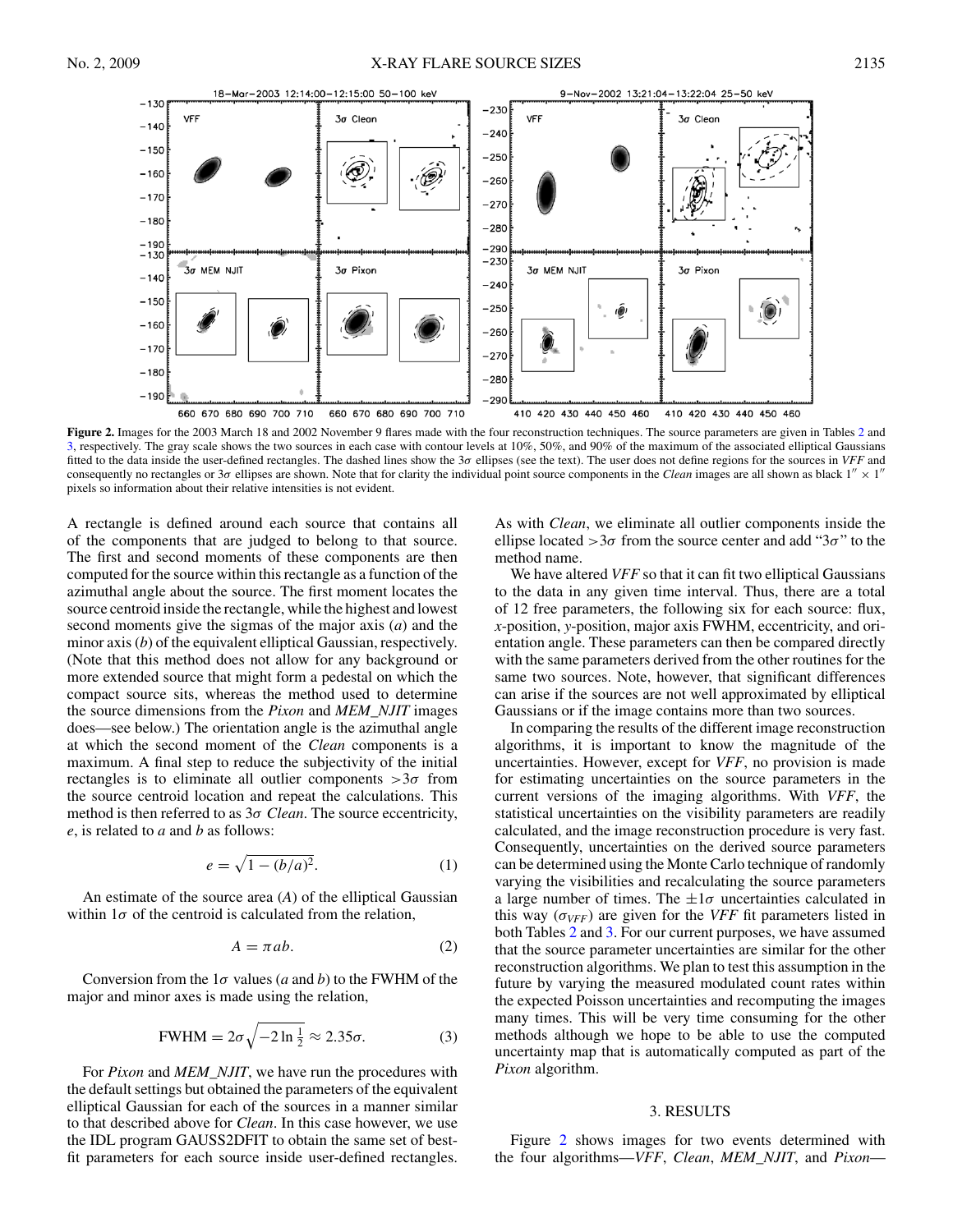**Figure 2.** Images for the 2003 March 18 and 2002 November 9 flares made with the four reconstruction techniques. The source parameters are given in Tables 2 and 3, respectively. The gray scale shows the two sources in each case with contour levels at 10%, 50%, and 90% of the maximum of the associated elliptical Gaussians fitted to the data inside the user-defined rectangles. The dashed lines show the $3\sigma$ ellipses (see the text). The user does not define regions for the sources in *VFF* and consequently no rectangles or $3\sigma$ ellipses are shown. Note that for clarity the individual point source components in the *Clean* images are all shown as black $1'' \times 1''$ pixels so information about their relative intensities is not evident.

A rectangle is defined around each source that contains all of the components that are judged to belong to that source. The first and second moments of these components are then computed for the source within this rectangle as a function of the azimuthal angle about the source. The first moment locates the source centroid inside the rectangle, while the highest and lowest second moments give the sigmas of the major axis ($a$) and the minor axis ($b$) of the equivalent elliptical Gaussian, respectively. (Note that this method does not allow for any background or more extended source that might form a pedestal on which the compact source sits, whereas the method used to determine the source dimensions from the *Pixon* and *MEM_NJIT* images does—see below.) The orientation angle is the azimuthal angle at which the second moment of the *Clean* components is a maximum. A final step to reduce the subjectivity of the initial rectangles is to eliminate all outlier components $>3\sigma$ from the source centroid location and repeat the calculations. This method is then referred to as $3\sigma$ *Clean*. The source eccentricity, $e$, is related to $a$ and $b$ as follows:

$$e = \sqrt{1 - (b/a)^2}. \tag{1}$$

An estimate of the source area ($A$) of the elliptical Gaussian within $1\sigma$ of the centroid is calculated from the relation,

$$A = \pi ab. \tag{2}$$

Conversion from the $1\sigma$ values ($a$ and $b$) to the FWHM of the major and minor axes is made using the relation,

$$\mathrm{FWHM} = 2\sigma\sqrt{-2\ln\tfrac{1}{2}} \approx 2.35\sigma. \tag{3}$$

For *Pixon* and *MEM_NJIT*, we have run the procedures with the default settings but obtained the parameters of the equivalent elliptical Gaussian for each of the sources in a manner similar to that described above for *Clean*. In this case however, we use the IDL program GAUSS2DFIT to obtain the same set of best-fit parameters for each source inside user-defined rectangles. As with *Clean*, we eliminate all outlier components inside the ellipse located $>3\sigma$ from the source center and add "$3\sigma$" to the method name.

We have altered *VFF* so that it can fit two elliptical Gaussians to the data in any given time interval. Thus, there are a total of 12 free parameters, the following six for each source: flux, $x$-position, $y$-position, major axis FWHM, eccentricity, and orientation angle. These parameters can then be compared directly with the same parameters derived from the other routines for the same two sources. Note, however, that significant differences can arise if the sources are not well approximated by elliptical Gaussians or if the image contains more than two sources.

In comparing the results of the different image reconstruction algorithms, it is important to know the magnitude of the uncertainties. However, except for *VFF*, no provision is made for estimating uncertainties on the source parameters in the current versions of the imaging algorithms. With *VFF*, the statistical uncertainties on the visibility parameters are readily calculated, and the image reconstruction procedure is very fast. Consequently, uncertainties on the derived source parameters can be determined using the Monte Carlo technique of randomly varying the visibilities and recalculating the source parameters a large number of times. The $\pm 1\sigma$ uncertainties calculated in this way ($\sigma_{VFF}$) are given for the *VFF* fit parameters listed in both Tables 2 and 3. For our current purposes, we have assumed that the source parameter uncertainties are similar for the other reconstruction algorithms. We plan to test this assumption in the future by varying the measured modulated count rates within the expected Poisson uncertainties and recomputing the images many times. This will be very time consuming for the other methods although we hope to be able to use the computed uncertainty map that is automatically computed as part of the *Pixon* algorithm.

## 3. RESULTS

Figure 2 shows images for two events determined with the four algorithms—*VFF*, *Clean*, *MEM_NJIT*, and *Pixon*—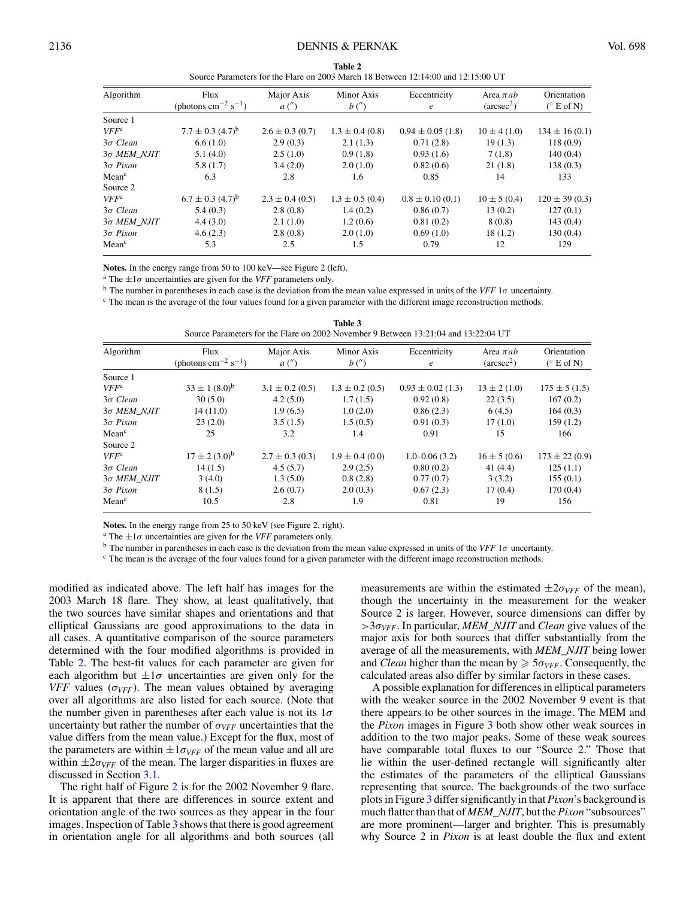**Table 2**
Source Parameters for the Flare on 2003 March 18 Between 12:14:00 and 12:15:00 UT

| Algorithm | Flux (photons cm$^{-2}$ s$^{-1}$) | Major Axis $a$ (″) | Minor Axis $b$ (″) | Eccentricity $e$ | Area $\pi ab$ (arcsec$^2$) | Orientation (° E of N) |
|---|---|---|---|---|---|---|
| Source 1 | | | | | | |
| *VFF*[a] | 7.7 ± 0.3 (4.7)[b] | 2.6 ± 0.3 (0.7) | 1.3 ± 0.4 (0.8) | 0.94 ± 0.05 (1.8) | 10 ± 4 (1.0) | 134 ± 16 (0.1) |
| 3σ *Clean* | 6.6 (1.0) | 2.9 (0.3) | 2.1 (1.3) | 0.71 (2.8) | 19 (1.3) | 118 (0.9) |
| 3σ *MEM_NJIT* | 5.1 (4.0) | 2.5 (1.0) | 0.9 (1.8) | 0.93 (1.6) | 7 (1.8) | 140 (0.4) |
| 3σ *Pixon* | 5.8 (1.7) | 3.4 (2.0) | 2.0 (1.0) | 0.82 (0.6) | 21 (1.8) | 138 (0.3) |
| Mean[c] | 6.3 | 2.8 | 1.6 | 0.85 | 14 | 133 |
| Source 2 | | | | | | |
| *VFF*[a] | 6.7 ± 0.3 (4.7)[b] | 2.3 ± 0.4 (0.5) | 1.3 ± 0.5 (0.4) | 0.8 ± 0.10 (0.1) | 10 ± 5 (0.4) | 120 ± 39 (0.3) |
| 3σ *Clean* | 5.4 (0.3) | 2.8 (0.8) | 1.4 (0.2) | 0.86 (0.7) | 13 (0.2) | 127 (0.1) |
| 3σ *MEM_NJIT* | 4.4 (3.0) | 2.1 (1.0) | 1.2 (0.6) | 0.81 (0.2) | 8 (0.8) | 143 (0.4) |
| 3σ *Pixon* | 4.6 (2.3) | 2.8 (0.8) | 2.0 (1.0) | 0.69 (1.0) | 18 (1.2) | 130 (0.4) |
| Mean[c] | 5.3 | 2.5 | 1.5 | 0.79 | 12 | 129 |

**Notes.** In the energy range from 50 to 100 keV—see Figure 2 (left).
[a] The ±1σ uncertainties are given for the *VFF* parameters only.
[b] The number in parentheses in each case is the deviation from the mean value expressed in units of the *VFF* 1σ uncertainty.
[c] The mean is the average of the four values found for a given parameter with the different image reconstruction methods.

**Table 3**
Source Parameters for the Flare on 2002 November 9 Between 13:21:04 and 13:22:04 UT

| Algorithm | Flux (photons cm$^{-2}$ s$^{-1}$) | Major Axis $a$ (″) | Minor Axis $b$ (″) | Eccentricity $e$ | Area $\pi ab$ (arcsec$^2$) | Orientation (° E of N) |
|---|---|---|---|---|---|---|
| Source 1 | | | | | | |
| *VFF*[a] | 33 ± 1 (8.0)[b] | 3.1 ± 0.2 (0.5) | 1.3 ± 0.2 (0.5) | 0.93 ± 0.02 (1.3) | 13 ± 2 (1.0) | 175 ± 5 (1.5) |
| 3σ *Clean* | 30 (5.0) | 4.2 (5.0) | 1.7 (1.5) | 0.92 (0.8) | 22 (3.5) | 167 (0.2) |
| 3σ *MEM_NJIT* | 14 (11.0) | 1.9 (6.5) | 1.0 (2.0) | 0.86 (2.3) | 6 (4.5) | 164 (0.3) |
| 3σ *Pixon* | 23 (2.0) | 3.5 (1.5) | 1.5 (0.5) | 0.91 (0.3) | 17 (1.0) | 159 (1.2) |
| Mean[c] | 25 | 3.2 | 1.4 | 0.91 | 15 | 166 |
| Source 2 | | | | | | |
| *VFF*[a] | 17 ± 2 (3.0)[b] | 2.7 ± 0.3 (0.3) | 1.9 ± 0.4 (0.0) | 1.0–0.06 (3.2) | 16 ± 5 (0.6) | 173 ± 22 (0.9) |
| 3σ *Clean* | 14 (1.5) | 4.5 (5.7) | 2.9 (2.5) | 0.80 (0.2) | 41 (4.4) | 125 (1.1) |
| 3σ *MEM_NJIT* | 3 (4.0) | 1.3 (5.0) | 0.8 (2.8) | 0.77 (0.7) | 3 (3.2) | 155 (0.1) |
| 3σ *Pixon* | 8 (1.5) | 2.6 (0.7) | 2.0 (0.3) | 0.67 (2.3) | 17 (0.4) | 170 (0.4) |
| Mean[c] | 10.5 | 2.8 | 1.9 | 0.81 | 19 | 156 |

**Notes.** In the energy range from 25 to 50 keV (see Figure 2, right).
[a] The ±1σ uncertainties are given for the *VFF* parameters only.
[b] The number in parentheses in each case is the deviation from the mean value expressed in units of the *VFF* 1σ uncertainty.
[c] The mean is the average of the four values found for a given parameter with the different image reconstruction methods.

modified as indicated above. The left half has images for the 2003 March 18 flare. They show, at least qualitatively, that the two sources have similar shapes and orientations and that elliptical Gaussians are good approximations to the data in all cases. A quantitative comparison of the source parameters determined with the four modified algorithms is provided in Table 2. The best-fit values for each parameter are given for each algorithm but ±1σ uncertainties are given only for the *VFF* values ($\sigma_{VFF}$). The mean values obtained by averaging over all algorithms are also listed for each source. (Note that the number given in parentheses after each value is not its 1σ uncertainty but rather the number of $\sigma_{VFF}$ uncertainties that the value differs from the mean value.) Except for the flux, most of the parameters are within $\pm 1\sigma_{VFF}$ of the mean value and all are within $\pm 2\sigma_{VFF}$ of the mean. The larger disparities in fluxes are discussed in Section 3.1.

The right half of Figure 2 is for the 2002 November 9 flare. It is apparent that there are differences in source extent and orientation angle of the two sources as they appear in the four images. Inspection of Table 3 shows that there is good agreement in orientation angle for all algorithms and both sources (all measurements are within the estimated $\pm 2\sigma_{VFF}$ of the mean), though the uncertainty in the measurement for the weaker Source 2 is larger. However, source dimensions can differ by $>3\sigma_{VFF}$. In particular, *MEM_NJIT* and *Clean* give values of the major axis for both sources that differ substantially from the average of all the measurements, with *MEM_NJIT* being lower and *Clean* higher than the mean by $\geqslant 5\sigma_{VFF}$. Consequently, the calculated areas also differ by similar factors in these cases.

A possible explanation for differences in elliptical parameters with the weaker source in the 2002 November 9 event is that there appears to be other sources in the image. The MEM and the *Pixon* images in Figure 3 both show other weak sources in addition to the two major peaks. Some of these weak sources have comparable total fluxes to our "Source 2." Those that lie within the user-defined rectangle will significantly alter the estimates of the parameters of the elliptical Gaussians representing that source. The backgrounds of the two surface plots in Figure 3 differ significantly in that *Pixon*'s background is much flatter than that of *MEM_NJIT*, but the *Pixon* "subsources" are more prominent—larger and brighter. This is presumably why Source 2 in *Pixon* is at least double the flux and extent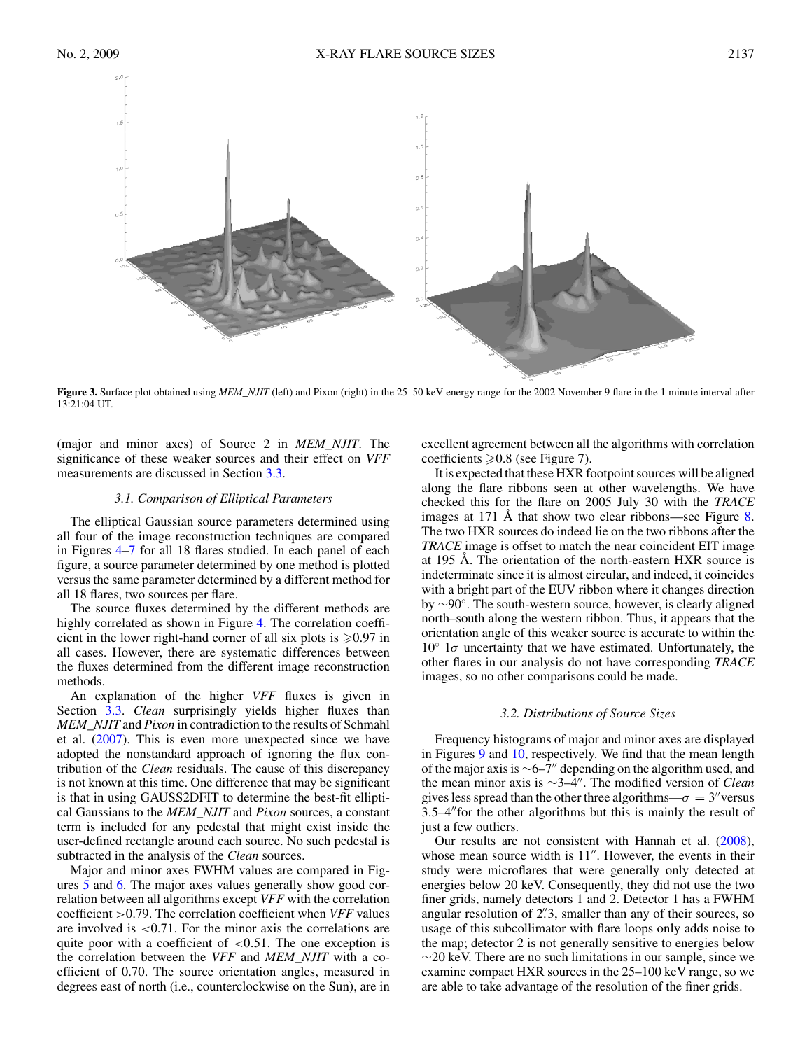**Figure 3.** Surface plot obtained using *MEM_NJIT* (left) and Pixon (right) in the 25–50 keV energy range for the 2002 November 9 flare in the 1 minute interval after 13:21:04 UT.

(major and minor axes) of Source 2 in *MEM_NJIT*. The significance of these weaker sources and their effect on *VFF* measurements are discussed in Section 3.3.

### 3.1. Comparison of Elliptical Parameters

The elliptical Gaussian source parameters determined using all four of the image reconstruction techniques are compared in Figures 4–7 for all 18 flares studied. In each panel of each figure, a source parameter determined by one method is plotted versus the same parameter determined by a different method for all 18 flares, two sources per flare.

The source fluxes determined by the different methods are highly correlated as shown in Figure 4. The correlation coefficient in the lower right-hand corner of all six plots is $\geqslant 0.97$ in all cases. However, there are systematic differences between the fluxes determined from the different image reconstruction methods.

An explanation of the higher *VFF* fluxes is given in Section 3.3. *Clean* surprisingly yields higher fluxes than *MEM_NJIT* and *Pixon* in contradiction to the results of Schmahl et al. (2007). This is even more unexpected since we have adopted the nonstandard approach of ignoring the flux contribution of the *Clean* residuals. The cause of this discrepancy is not known at this time. One difference that may be significant is that in using GAUSS2DFIT to determine the best-fit elliptical Gaussians to the *MEM_NJIT* and *Pixon* sources, a constant term is included for any pedestal that might exist inside the user-defined rectangle around each source. No such pedestal is subtracted in the analysis of the *Clean* sources.

Major and minor axes FWHM values are compared in Figures 5 and 6. The major axes values generally show good correlation between all algorithms except *VFF* with the correlation coefficient $>0.79$. The correlation coefficient when *VFF* values are involved is $<0.71$. For the minor axis the correlations are quite poor with a coefficient of $<0.51$. The one exception is the correlation between the *VFF* and *MEM_NJIT* with a coefficient of 0.70. The source orientation angles, measured in degrees east of north (i.e., counterclockwise on the Sun), are in excellent agreement between all the algorithms with correlation coefficients $\geqslant 0.8$ (see Figure 7).

It is expected that these HXR footpoint sources will be aligned along the flare ribbons seen at other wavelengths. We have checked this for the flare on 2005 July 30 with the *TRACE* images at 171 Å that show two clear ribbons—see Figure 8. The two HXR sources do indeed lie on the two ribbons after the *TRACE* image is offset to match the near coincident EIT image at 195 Å. The orientation of the north-eastern HXR source is indeterminate since it is almost circular, and indeed, it coincides with a bright part of the EUV ribbon where it changes direction by $\sim 90°$. The south-western source, however, is clearly aligned north–south along the western ribbon. Thus, it appears that the orientation angle of this weaker source is accurate to within the $10°$ $1\sigma$ uncertainty that we have estimated. Unfortunately, the other flares in our analysis do not have corresponding *TRACE* images, so no other comparisons could be made.

### 3.2. Distributions of Source Sizes

Frequency histograms of major and minor axes are displayed in Figures 9 and 10, respectively. We find that the mean length of the major axis is $\sim 6$–$7''$ depending on the algorithm used, and the mean minor axis is $\sim 3$–$4''$. The modified version of *Clean* gives less spread than the other three algorithms—$\sigma = 3''$ versus 3.5–$4''$ for the other algorithms but this is mainly the result of just a few outliers.

Our results are not consistent with Hannah et al. (2008), whose mean source width is $11''$. However, the events in their study were microflares that were generally only detected at energies below 20 keV. Consequently, they did not use the two finer grids, namely detectors 1 and 2. Detector 1 has a FWHM angular resolution of $2''.3$, smaller than any of their sources, so usage of this subcollimator with flare loops only adds noise to the map; detector 2 is not generally sensitive to energies below $\sim 20$ keV. There are no such limitations in our sample, since we examine compact HXR sources in the 25–100 keV range, so we are able to take advantage of the resolution of the finer grids.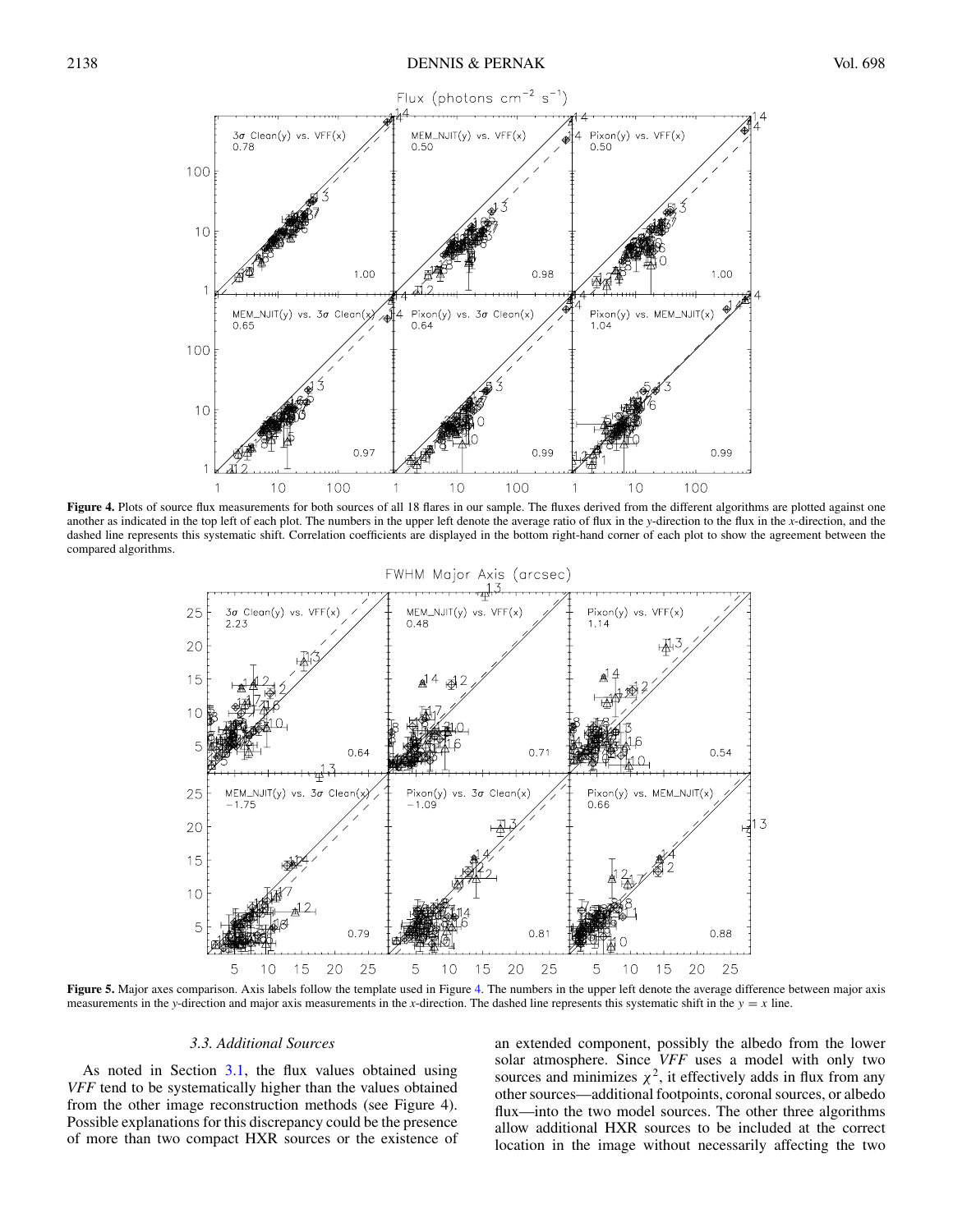**Figure 4.** Plots of source flux measurements for both sources of all 18 flares in our sample. The fluxes derived from the different algorithms are plotted against one another as indicated in the top left of each plot. The numbers in the upper left denote the average ratio of flux in the *y*-direction to the flux in the *x*-direction, and the dashed line represents this systematic shift. Correlation coefficients are displayed in the bottom right-hand corner of each plot to show the agreement between the compared algorithms.

**Figure 5.** Major axes comparison. Axis labels follow the template used in Figure 4. The numbers in the upper left denote the average difference between major axis measurements in the *y*-direction and major axis measurements in the *x*-direction. The dashed line represents this systematic shift in the $y = x$ line.

### 3.3. Additional Sources

As noted in Section 3.1, the flux values obtained using *VFF* tend to be systematically higher than the values obtained from the other image reconstruction methods (see Figure 4). Possible explanations for this discrepancy could be the presence of more than two compact HXR sources or the existence of an extended component, possibly the albedo from the lower solar atmosphere. Since *VFF* uses a model with only two sources and minimizes $\chi^2$, it effectively adds in flux from any other sources—additional footpoints, coronal sources, or albedo flux—into the two model sources. The other three algorithms allow additional HXR sources to be included at the correct location in the image without necessarily affecting the two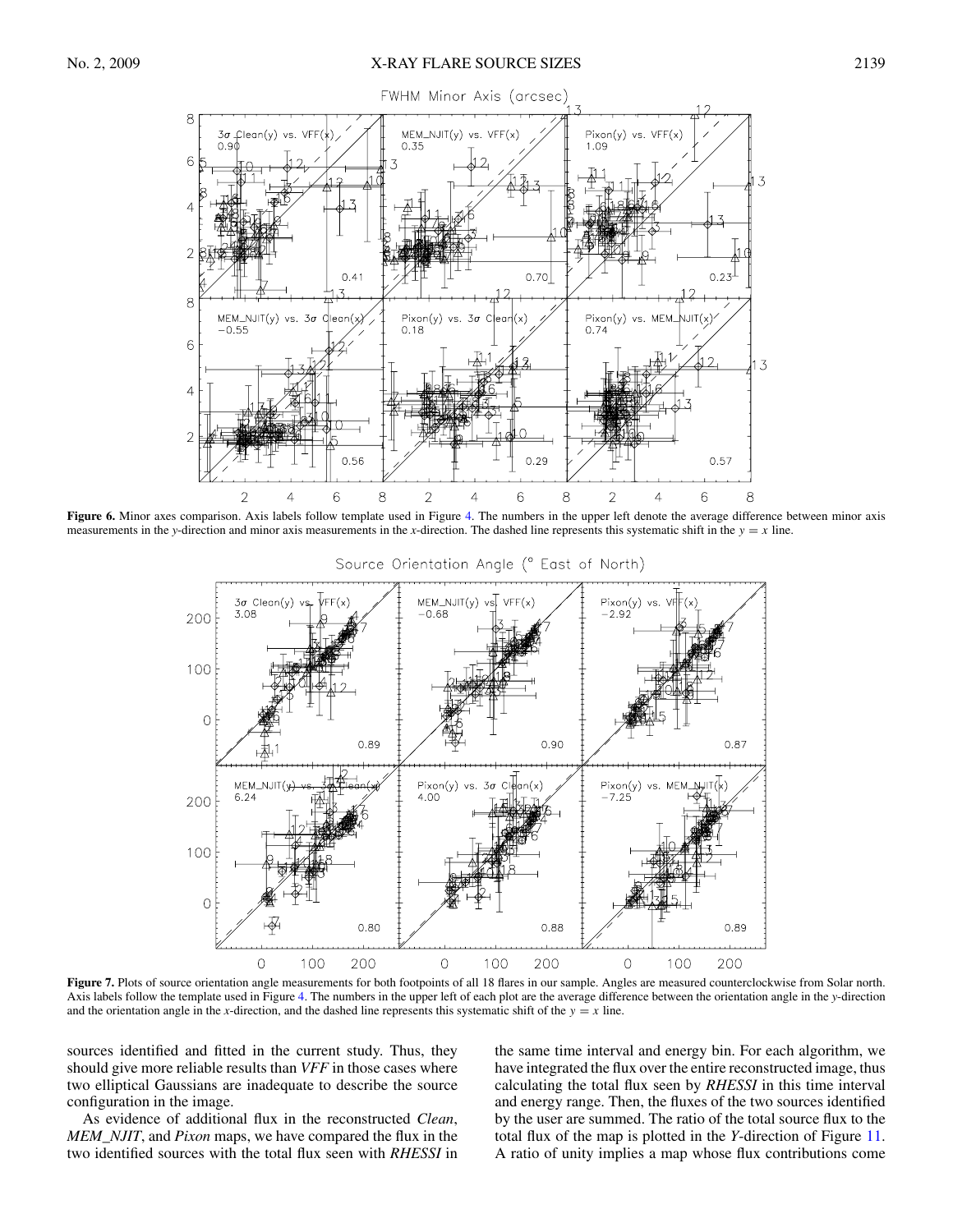**Figure 6.** Minor axes comparison. Axis labels follow template used in Figure 4. The numbers in the upper left denote the average difference between minor axis measurements in the *y*-direction and minor axis measurements in the *x*-direction. The dashed line represents this systematic shift in the $y = x$ line.

**Figure 7.** Plots of source orientation angle measurements for both footpoints of all 18 flares in our sample. Angles are measured counterclockwise from Solar north. Axis labels follow the template used in Figure 4. The numbers in the upper left of each plot are the average difference between the orientation angle in the *y*-direction and the orientation angle in the *x*-direction, and the dashed line represents this systematic shift of the $y = x$ line.

sources identified and fitted in the current study. Thus, they should give more reliable results than *VFF* in those cases where two elliptical Gaussians are inadequate to describe the source configuration in the image.

As evidence of additional flux in the reconstructed *Clean*, *MEM_NJIT*, and *Pixon* maps, we have compared the flux in the two identified sources with the total flux seen with *RHESSI* in the same time interval and energy bin. For each algorithm, we have integrated the flux over the entire reconstructed image, thus calculating the total flux seen by *RHESSI* in this time interval and energy range. Then, the fluxes of the two sources identified by the user are summed. The ratio of the total source flux to the total flux of the map is plotted in the *Y*-direction of Figure 11. A ratio of unity implies a map whose flux contributions come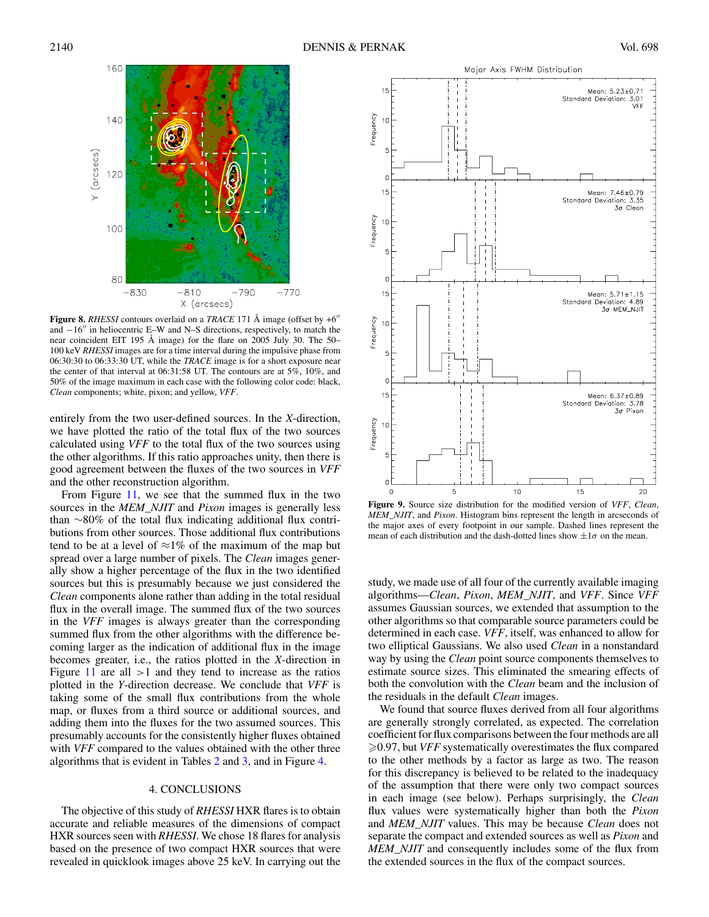**Figure 8.** *RHESSI* contours overlaid on a *TRACE* 171 Å image (offset by $+6''$ and $-16''$ in heliocentric E–W and N–S directions, respectively, to match the near coincident EIT 195 Å image) for the flare on 2005 July 30. The 50–100 keV *RHESSI* images are for a time interval during the impulsive phase from 06:30:30 to 06:33:30 UT, while the *TRACE* image is for a short exposure near the center of that interval at 06:31:58 UT. The contours are at 5%, 10%, and 50% of the image maximum in each case with the following color code: black, *Clean* components; white, pixon; and yellow, *VFF*.

entirely from the two user-defined sources. In the *X*-direction, we have plotted the ratio of the total flux of the two sources calculated using *VFF* to the total flux of the two sources using the other algorithms. If this ratio approaches unity, then there is good agreement between the fluxes of the two sources in *VFF* and the other reconstruction algorithm.

From Figure 11, we see that the summed flux in the two sources in the *MEM_NJIT* and *Pixon* images is generally less than ∼80% of the total flux indicating additional flux contributions from other sources. Those additional flux contributions tend to be at a level of ≈1% of the maximum of the map but spread over a large number of pixels. The *Clean* images generally show a higher percentage of the flux in the two identified sources but this is presumably because we just considered the *Clean* components alone rather than adding in the total residual flux in the overall image. The summed flux of the two sources in the *VFF* images is always greater than the corresponding summed flux from the other algorithms with the difference becoming larger as the indication of additional flux in the image becomes greater, i.e., the ratios plotted in the *X*-direction in Figure 11 are all $>1$ and they tend to increase as the ratios plotted in the *Y*-direction decrease. We conclude that *VFF* is taking some of the small flux contributions from the whole map, or fluxes from a third source or additional sources, and adding them into the fluxes for the two assumed sources. This presumably accounts for the consistently higher fluxes obtained with *VFF* compared to the values obtained with the other three algorithms that is evident in Tables 2 and 3, and in Figure 4.

**Figure 9.** Source size distribution for the modified version of *VFF*, *Clean*, *MEM_NJIT*, and *Pixon*. Histogram bins represent the length in arcseconds of the major axes of every footpoint in our sample. Dashed lines represent the mean of each distribution and the dash-dotted lines show $\pm 1\sigma$ on the mean.

## 4. CONCLUSIONS

The objective of this study of *RHESSI* HXR flares is to obtain accurate and reliable measures of the dimensions of compact HXR sources seen with *RHESSI*. We chose 18 flares for analysis based on the presence of two compact HXR sources that were revealed in quicklook images above 25 keV. In carrying out the study, we made use of all four of the currently available imaging algorithms—*Clean*, *Pixon*, *MEM_NJIT*, and *VFF*. Since *VFF* assumes Gaussian sources, we extended that assumption to the other algorithms so that comparable source parameters could be determined in each case. *VFF*, itself, was enhanced to allow for two elliptical Gaussians. We also used *Clean* in a nonstandard way by using the *Clean* point source components themselves to estimate source sizes. This eliminated the smearing effects of both the convolution with the *Clean* beam and the inclusion of the residuals in the default *Clean* images.

We found that source fluxes derived from all four algorithms are generally strongly correlated, as expected. The correlation coefficient for flux comparisons between the four methods are all $\geqslant 0.97$, but *VFF* systematically overestimates the flux compared to the other methods by a factor as large as two. The reason for this discrepancy is believed to be related to the inadequacy of the assumption that there were only two compact sources in each image (see below). Perhaps surprisingly, the *Clean* flux values were systematically higher than both the *Pixon* and *MEM_NJIT* values. This may be because *Clean* does not separate the compact and extended sources as well as *Pixon* and *MEM_NJIT* and consequently includes some of the flux from the extended sources in the flux of the compact sources.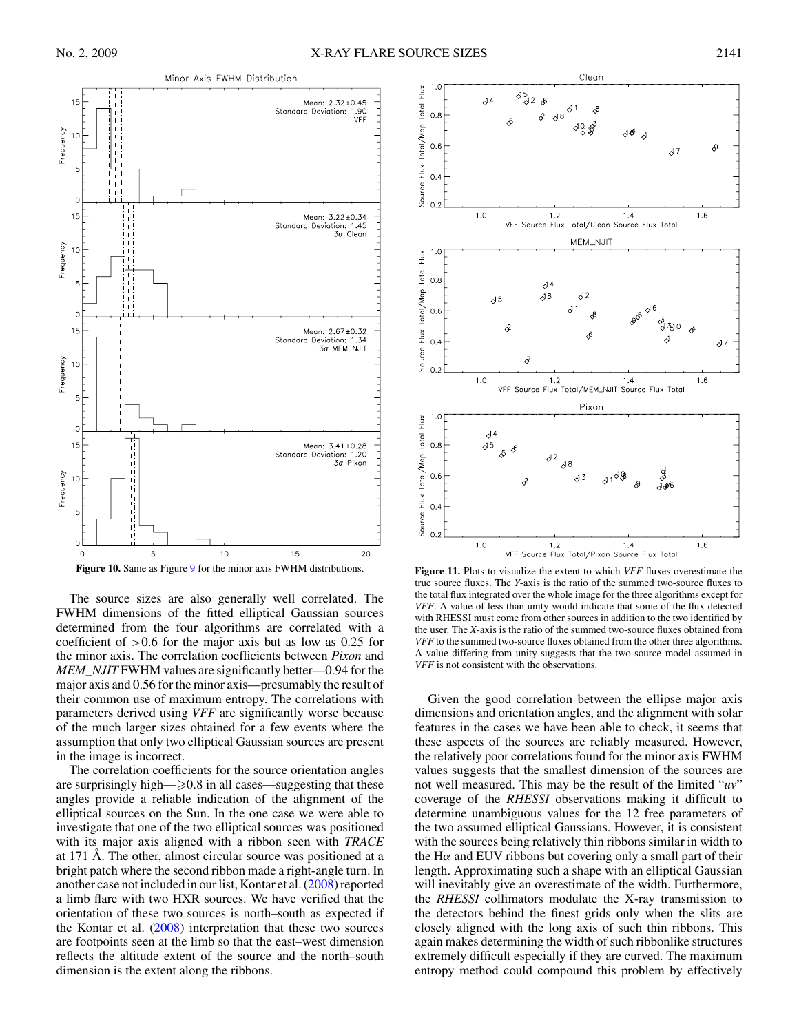Figure 10. Same as Figure 9 for the minor axis FWHM distributions.

Figure 11. Plots to visualize the extent to which *VFF* fluxes overestimate the true source fluxes. The *Y*-axis is the ratio of the summed two-source fluxes to the total flux integrated over the whole image for the three algorithms except for *VFF*. A value of less than unity would indicate that some of the flux detected with RHESSI must come from other sources in addition to the two identified by the user. The *X*-axis is the ratio of the summed two-source fluxes obtained from *VFF* to the summed two-source fluxes obtained from the other three algorithms. A value differing from unity suggests that the two-source model assumed in *VFF* is not consistent with the observations.

The source sizes are also generally well correlated. The FWHM dimensions of the fitted elliptical Gaussian sources determined from the four algorithms are correlated with a coefficient of >0.6 for the major axis but as low as 0.25 for the minor axis. The correlation coefficients between *Pixon* and *MEM_NJIT* FWHM values are significantly better—0.94 for the major axis and 0.56 for the minor axis—presumably the result of their common use of maximum entropy. The correlations with parameters derived using *VFF* are significantly worse because of the much larger sizes obtained for a few events where the assumption that only two elliptical Gaussian sources are present in the image is incorrect.

The correlation coefficients for the source orientation angles are surprisingly high—⩾0.8 in all cases—suggesting that these angles provide a reliable indication of the alignment of the elliptical sources on the Sun. In the one case we were able to investigate that one of the two elliptical sources was positioned with its major axis aligned with a ribbon seen with *TRACE* at 171 Å. The other, almost circular source was positioned at a bright patch where the second ribbon made a right-angle turn. In another case not included in our list, Kontar et al. (2008) reported a limb flare with two HXR sources. We have verified that the orientation of these two sources is north–south as expected if the Kontar et al. (2008) interpretation that these two sources are footpoints seen at the limb so that the east–west dimension reflects the altitude extent of the source and the north–south dimension is the extent along the ribbons.

Given the good correlation between the ellipse major axis dimensions and orientation angles, and the alignment with solar features in the cases we have been able to check, it seems that these aspects of the sources are reliably measured. However, the relatively poor correlations found for the minor axis FWHM values suggests that the smallest dimension of the sources are not well measured. This may be the result of the limited "*uv*" coverage of the *RHESSI* observations making it difficult to determine unambiguous values for the 12 free parameters of the two assumed elliptical Gaussians. However, it is consistent with the sources being relatively thin ribbons similar in width to the H$\alpha$ and EUV ribbons but covering only a small part of their length. Approximating such a shape with an elliptical Gaussian will inevitably give an overestimate of the width. Furthermore, the *RHESSI* collimators modulate the X-ray transmission to the detectors behind the finest grids only when the slits are closely aligned with the long axis of such thin ribbons. This again makes determining the width of such ribbonlike structures extremely difficult especially if they are curved. The maximum entropy method could compound this problem by effectively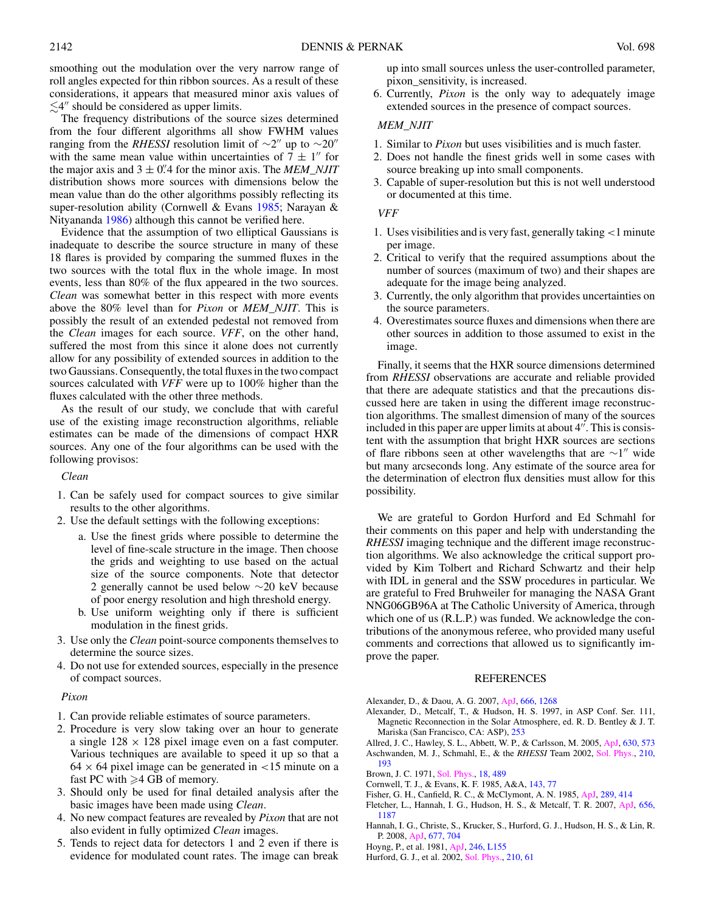smoothing out the modulation over the very narrow range of roll angles expected for thin ribbon sources. As a result of these considerations, it appears that measured minor axis values of $\lesssim 4''$ should be considered as upper limits.

The frequency distributions of the source sizes determined from the four different algorithms all show FWHM values ranging from the *RHESSI* resolution limit of $\sim 2''$ up to $\sim 20''$ with the same mean value within uncertainties of $7 \pm 1''$ for the major axis and $3 \pm 0\farcs4$ for the minor axis. The *MEM_NJIT* distribution shows more sources with dimensions below the mean value than do the other algorithms possibly reflecting its super-resolution ability (Cornwell & Evans 1985; Narayan & Nityananda 1986) although this cannot be verified here.

Evidence that the assumption of two elliptical Gaussians is inadequate to describe the source structure in many of these 18 flares is provided by comparing the summed fluxes in the two sources with the total flux in the whole image. In most events, less than 80% of the flux appeared in the two sources. *Clean* was somewhat better in this respect with more events above the 80% level than for *Pixon* or *MEM_NJIT*. This is possibly the result of an extended pedestal not removed from the *Clean* images for each source. *VFF*, on the other hand, suffered the most from this since it alone does not currently allow for any possibility of extended sources in addition to the two Gaussians. Consequently, the total fluxes in the two compact sources calculated with *VFF* were up to 100% higher than the fluxes calculated with the other three methods.

As the result of our study, we conclude that with careful use of the existing image reconstruction algorithms, reliable estimates can be made of the dimensions of compact HXR sources. Any one of the four algorithms can be used with the following provisos:

*Clean*

1. Can be safely used for compact sources to give similar results to the other algorithms.
2. Use the default settings with the following exceptions:
   a. Use the finest grids where possible to determine the level of fine-scale structure in the image. Then choose the grids and weighting to use based on the actual size of the source components. Note that detector 2 generally cannot be used below $\sim$20 keV because of poor energy resolution and high threshold energy.
   b. Use uniform weighting only if there is sufficient modulation in the finest grids.
3. Use only the *Clean* point-source components themselves to determine the source sizes.
4. Do not use for extended sources, especially in the presence of compact sources.

*Pixon*

1. Can provide reliable estimates of source parameters.
2. Procedure is very slow taking over an hour to generate a single $128 \times 128$ pixel image even on a fast computer. Various techniques are available to speed it up so that a $64 \times 64$ pixel image can be generated in $<$15 minute on a fast PC with $\geqslant$4 GB of memory.
3. Should only be used for final detailed analysis after the basic images have been made using *Clean*.
4. No new compact features are revealed by *Pixon* that are not also evident in fully optimized *Clean* images.
5. Tends to reject data for detectors 1 and 2 even if there is evidence for modulated count rates. The image can break up into small sources unless the user-controlled parameter, pixon_sensitivity, is increased.
6. Currently, *Pixon* is the only way to adequately image extended sources in the presence of compact sources.

*MEM_NJIT*

1. Similar to *Pixon* but uses visibilities and is much faster.
2. Does not handle the finest grids well in some cases with source breaking up into small components.
3. Capable of super-resolution but this is not well understood or documented at this time.

*VFF*

1. Uses visibilities and is very fast, generally taking $<$1 minute per image.
2. Critical to verify that the required assumptions about the number of sources (maximum of two) and their shapes are adequate for the image being analyzed.
3. Currently, the only algorithm that provides uncertainties on the source parameters.
4. Overestimates source fluxes and dimensions when there are other sources in addition to those assumed to exist in the image.

Finally, it seems that the HXR source dimensions determined from *RHESSI* observations are accurate and reliable provided that there are adequate statistics and that the precautions discussed here are taken in using the different image reconstruction algorithms. The smallest dimension of many of the sources included in this paper are upper limits at about $4''$. This is consistent with the assumption that bright HXR sources are sections of flare ribbons seen at other wavelengths that are $\sim 1''$ wide but many arcseconds long. Any estimate of the source area for the determination of electron flux densities must allow for this possibility.

We are grateful to Gordon Hurford and Ed Schmahl for their comments on this paper and help with understanding the *RHESSI* imaging technique and the different image reconstruction algorithms. We also acknowledge the critical support provided by Kim Tolbert and Richard Schwartz and their help with IDL in general and the SSW procedures in particular. We are grateful to Fred Bruhweiler for managing the NASA Grant NNG06GB96A at The Catholic University of America, through which one of us (R.L.P.) was funded. We acknowledge the contributions of the anonymous referee, who provided many useful comments and corrections that allowed us to significantly improve the paper.

## REFERENCES

Alexander, D., & Daou, A. G. 2007, ApJ, 666, 1268
Alexander, D., Metcalf, T., & Hudson, H. S. 1997, in ASP Conf. Ser. 111, Magnetic Reconnection in the Solar Atmosphere, ed. R. D. Bentley & J. T. Mariska (San Francisco, CA: ASP), 253
Allred, J. C., Hawley, S. L., Abbett, W. P., & Carlsson, M. 2005, ApJ, 630, 573
Aschwanden, M. J., Schmahl, E., & the *RHESSI* Team 2002, Sol. Phys., 210, 193
Brown, J. C. 1971, Sol. Phys., 18, 489
Cornwell, T. J., & Evans, K. F. 1985, A&A, 143, 77
Fisher, G. H., Canfield, R. C., & McClymont, A. N. 1985, ApJ, 289, 414
Fletcher, L., Hannah, I. G., Hudson, H. S., & Metcalf, T. R. 2007, ApJ, 656, 1187
Hannah, I. G., Christe, S., Krucker, S., Hurford, G. J., Hudson, H. S., & Lin, R. P. 2008, ApJ, 677, 704
Hoyng, P., et al. 1981, ApJ, 246, L155
Hurford, G. J., et al. 2002, Sol. Phys., 210, 61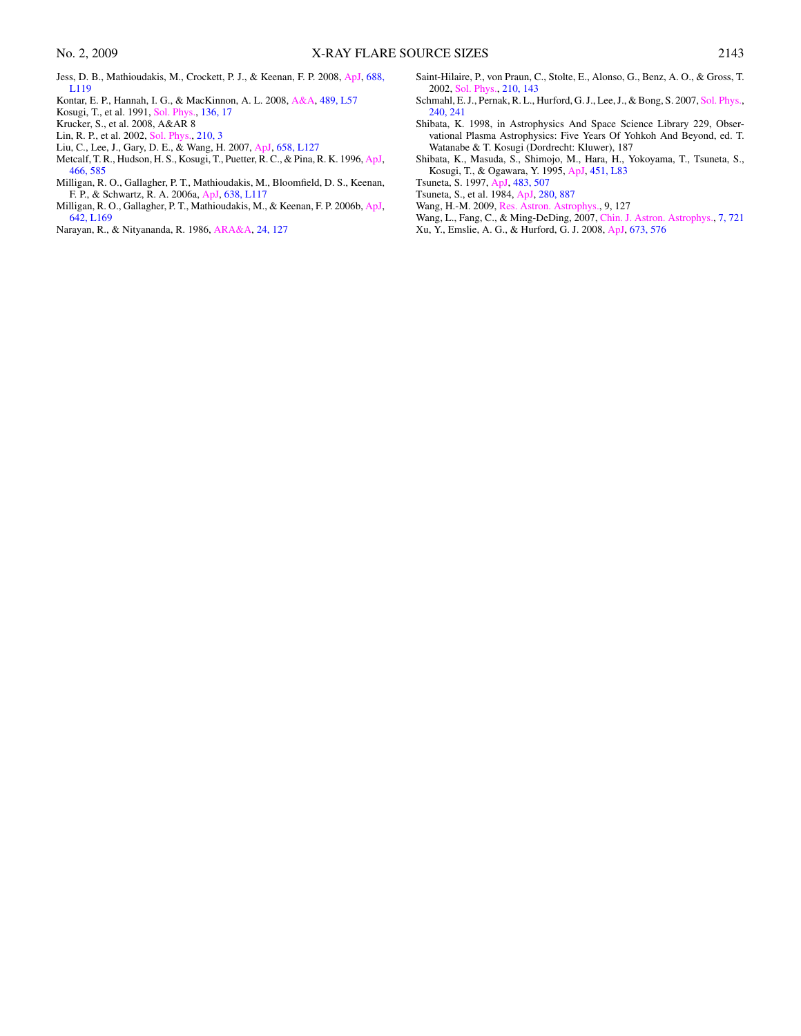Jess, D. B., Mathioudakis, M., Crockett, P. J., & Keenan, F. P. 2008, ApJ, 688, L119

Kontar, E. P., Hannah, I. G., & MacKinnon, A. L. 2008, A&A, 489, L57

Kosugi, T., et al. 1991, Sol. Phys., 136, 17

Krucker, S., et al. 2008, A&AR 8

Lin, R. P., et al. 2002, Sol. Phys., 210, 3

Liu, C., Lee, J., Gary, D. E., & Wang, H. 2007, ApJ, 658, L127

Metcalf, T. R., Hudson, H. S., Kosugi, T., Puetter, R. C., & Pina, R. K. 1996, ApJ, 466, 585

Milligan, R. O., Gallagher, P. T., Mathioudakis, M., Bloomfield, D. S., Keenan, F. P., & Schwartz, R. A. 2006a, ApJ, 638, L117

Milligan, R. O., Gallagher, P. T., Mathioudakis, M., & Keenan, F. P. 2006b, ApJ, 642, L169

Narayan, R., & Nityananda, R. 1986, ARA&A, 24, 127

Saint-Hilaire, P., von Praun, C., Stolte, E., Alonso, G., Benz, A. O., & Gross, T. 2002, Sol. Phys., 210, 143

Schmahl, E. J., Pernak, R. L., Hurford, G. J., Lee, J., & Bong, S. 2007, Sol. Phys., 240, 241

Shibata, K. 1998, in Astrophysics And Space Science Library 229, Observational Plasma Astrophysics: Five Years Of Yohkoh And Beyond, ed. T. Watanabe & T. Kosugi (Dordrecht: Kluwer), 187

Shibata, K., Masuda, S., Shimojo, M., Hara, H., Yokoyama, T., Tsuneta, S., Kosugi, T., & Ogawara, Y. 1995, ApJ, 451, L83

Tsuneta, S. 1997, ApJ, 483, 507

Tsuneta, S., et al. 1984, ApJ, 280, 887

Wang, H.-M. 2009, Res. Astron. Astrophys., 9, 127

Wang, L., Fang, C., & Ming-DeDing, 2007, Chin. J. Astron. Astrophys., 7, 721

Xu, Y., Emslie, A. G., & Hurford, G. J. 2008, ApJ, 673, 576